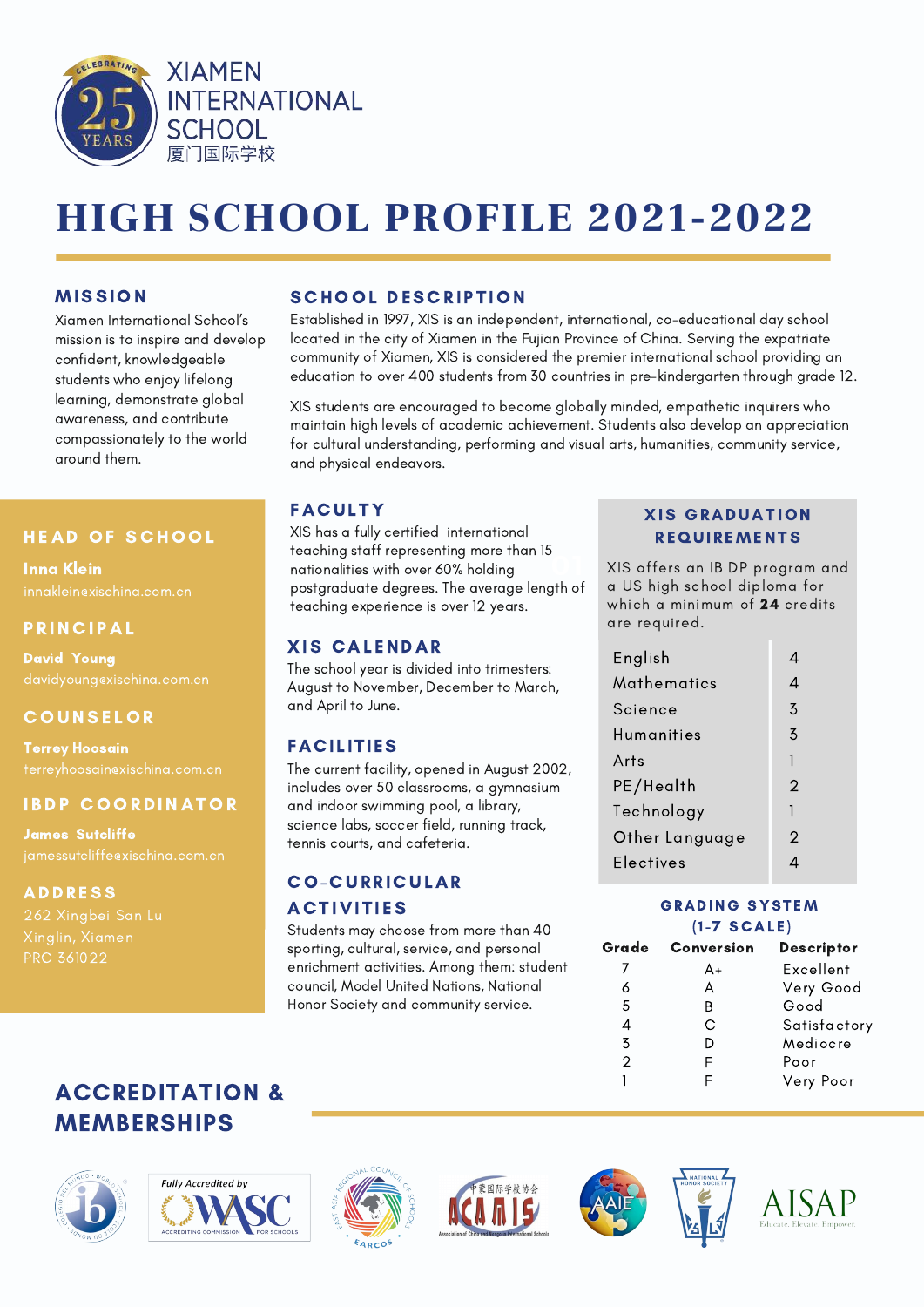XIAMEN INTERNATIONAL SCHOOL
厦门国际学校

CELEBRATING 25 YEARS

# HIGH SCHOOL PROFILE 2021-2022

## MISSION

Xiamen International School's mission is to inspire and develop confident, knowledgeable students who enjoy lifelong learning, demonstrate global awareness, and contribute compassionately to the world around them.

## SCHOOL DESCRIPTION

Established in 1997, XIS is an independent, international, co-educational day school located in the city of Xiamen in the Fujian Province of China. Serving the expatriate community of Xiamen, XIS is considered the premier international school providing an education to over 400 students from 30 countries in pre-kindergarten through grade 12.

XIS students are encouraged to become globally minded, empathetic inquirers who maintain high levels of academic achievement. Students also develop an appreciation for cultural understanding, performing and visual arts, humanities, community service, and physical endeavors.

## HEAD OF SCHOOL

**Inna Klein**
innaklein@xischina.com.cn

## PRINCIPAL

**David Young**
davidyoung@xischina.com.cn

## COUNSELOR

**Terrey Hoosain**
terreyhoosain@xischina.com.cn

## IBDP COORDINATOR

**James Sutcliffe**
jamessutcliffe@xischina.com.cn

## ADDRESS

262 Xingbei San Lu
Xinglin, Xiamen
PRC 361022

## FACULTY

XIS has a fully certified international teaching staff representing more than 15 nationalities with over 60% holding postgraduate degrees. The average length of teaching experience is over 12 years.

## XIS CALENDAR

The school year is divided into trimesters: August to November, December to March, and April to June.

## FACILITIES

The current facility, opened in August 2002, includes over 50 classrooms, a gymnasium and indoor swimming pool, a library, science labs, soccer field, running track, tennis courts, and cafeteria.

## CO-CURRICULAR ACTIVITIES

Students may choose from more than 40 sporting, cultural, service, and personal enrichment activities. Among them: student council, Model United Nations, National Honor Society and community service.

## XIS GRADUATION REQUIREMENTS

XIS offers an IB DP program and a US high school diploma for which a minimum of **24** credits are required.

| Subject | Credits |
|---|---|
| English | 4 |
| Mathematics | 4 |
| Science | 3 |
| Humanities | 3 |
| Arts | 1 |
| PE/Health | 2 |
| Technology | 1 |
| Other Language | 2 |
| Electives | 4 |

## GRADING SYSTEM (1-7 SCALE)

| Grade | Conversion | Descriptor |
|---|---|---|
| 7 | A+ | Excellent |
| 6 | A | Very Good |
| 5 | B | Good |
| 4 | C | Satisfactory |
| 3 | D | Mediocre |
| 2 | F | Poor |
| 1 | F | Very Poor |

## ACCREDITATION & MEMBERSHIPS

IB World School · Fully Accredited by WASC Accrediting Commission for Schools · EARCOS · ACAMIS · AAIE · National Honor Society · AISAP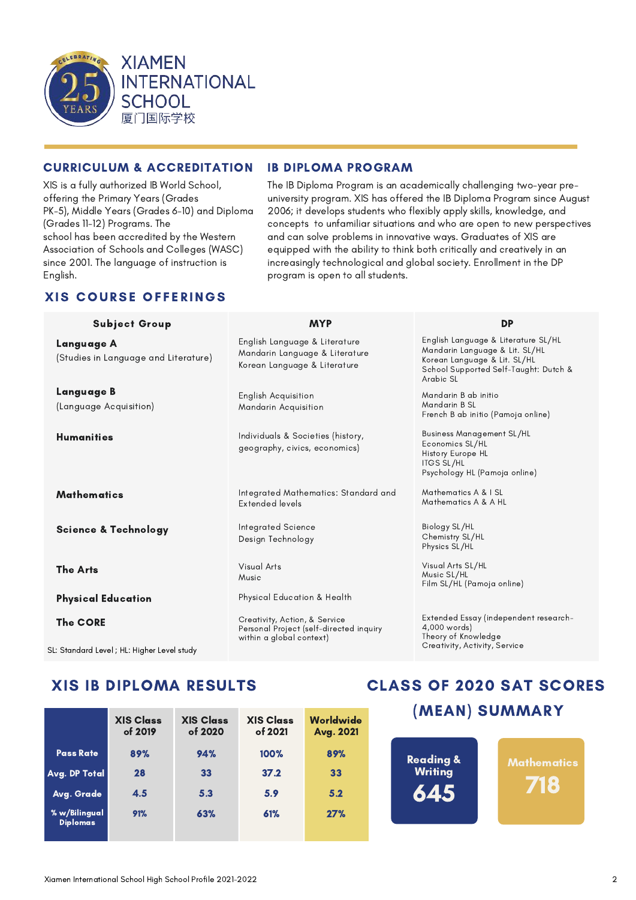XIAMEN INTERNATIONAL SCHOOL
厦门国际学校

## CURRICULUM & ACCREDITATION

XIS is a fully authorized IB World School, offering the Primary Years (Grades PK-5), Middle Years (Grades 6-10) and Diploma (Grades 11-12) Programs. The school has been accredited by the Western Association of Schools and Colleges (WASC) since 2001. The language of instruction is English.

## IB DIPLOMA PROGRAM

The IB Diploma Program is an academically challenging two-year pre-university program. XIS has offered the IB Diploma Program since August 2006; it develops students who flexibly apply skills, knowledge, and concepts to unfamiliar situations and who are open to new perspectives and can solve problems in innovative ways. Graduates of XIS are equipped with the ability to think both critically and creatively in an increasingly technological and global society. Enrollment in the DP program is open to all students.

## XIS COURSE OFFERINGS

| Subject Group | MYP | DP |
|---|---|---|
| **Language A** (Studies in Language and Literature) | English Language & Literature<br>Mandarin Language & Literature<br>Korean Language & Literature | English Language & Literature SL/HL<br>Mandarin Language & Lit. SL/HL<br>Korean Language & Lit. SL/HL<br>School Supported Self-Taught: Dutch & Arabic SL |
| **Language B** (Language Acquisition) | English Acquisition<br>Mandarin Acquisition | Mandarin B ab initio<br>Mandarin B SL<br>French B ab initio (Pamoja online) |
| **Humanities** | Individuals & Societies (history, geography, civics, economics) | Business Management SL/HL<br>Economics SL/HL<br>History Europe HL<br>ITGS SL/HL<br>Psychology HL (Pamoja online) |
| **Mathematics** | Integrated Mathematics: Standard and Extended levels | Mathematics A & I SL<br>Mathematics A & A HL |
| **Science & Technology** | Integrated Science<br>Design Technology | Biology SL/HL<br>Chemistry SL/HL<br>Physics SL/HL |
| **The Arts** | Visual Arts<br>Music | Visual Arts SL/HL<br>Music SL/HL<br>Film SL/HL (Pamoja online) |
| **Physical Education** | Physical Education & Health | |
| **The CORE** | Creativity, Action, & Service<br>Personal Project (self-directed inquiry within a global context) | Extended Essay (independent research- 4,000 words)<br>Theory of Knowledge<br>Creativity, Activity, Service |

SL: Standard Level ; HL: Higher Level study

## XIS IB DIPLOMA RESULTS

| | XIS Class of 2019 | XIS Class of 2020 | XIS Class of 2021 | Worldwide Avg. 2021 |
|---|---|---|---|---|
| **Pass Rate** | 89% | 94% | 100% | 89% |
| **Avg. DP Total** | 28 | 33 | 37.2 | 33 |
| **Avg. Grade** | 4.5 | 5.3 | 5.9 | 5.2 |
| **% w/Bilingual Diplomas** | 91% | 63% | 61% | 27% |

## CLASS OF 2020 SAT SCORES (MEAN) SUMMARY

| Reading & Writing | Mathematics |
|---|---|
| 645 | 718 |

Xiamen International School High School Profile 2021-2022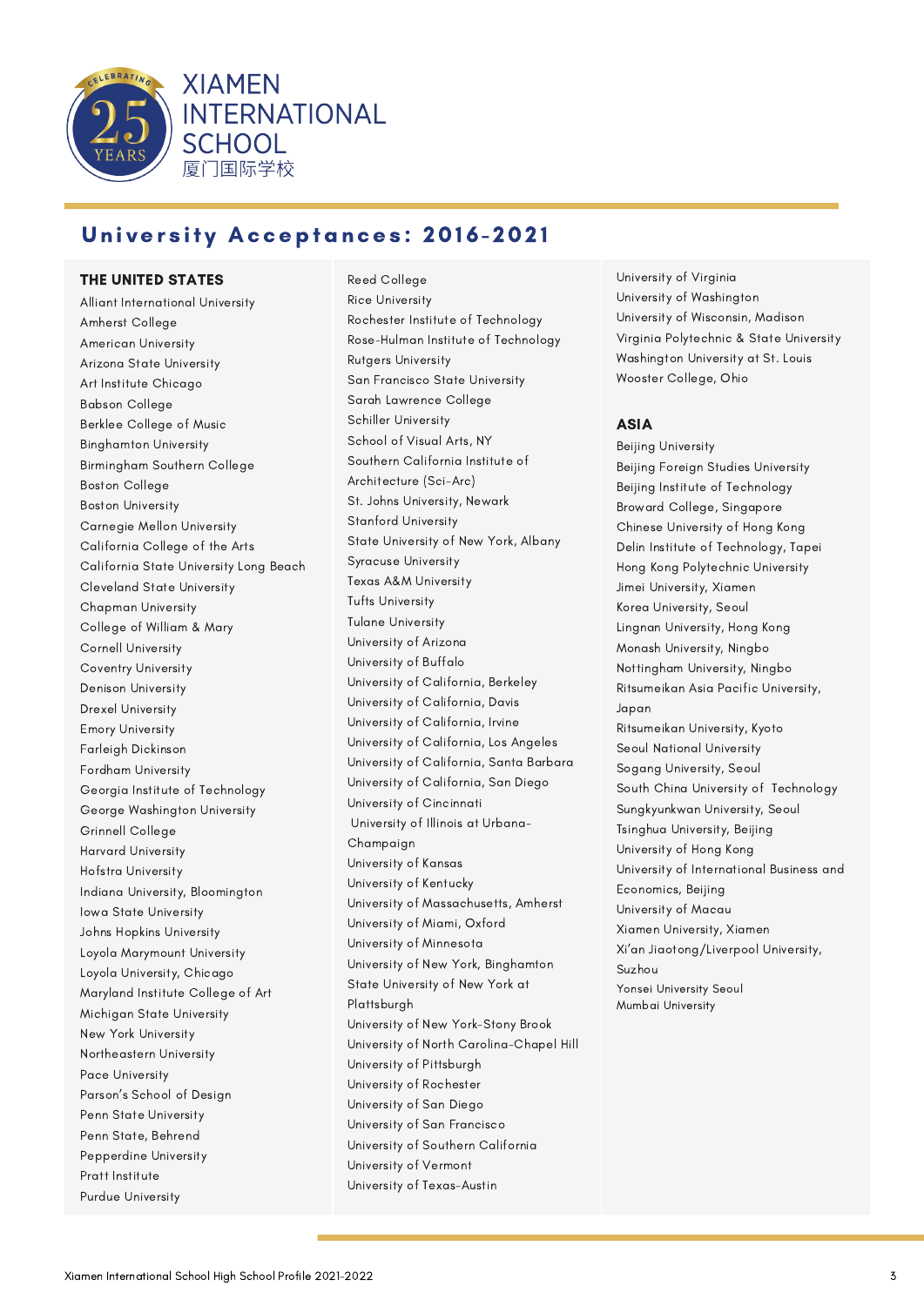XIAMEN INTERNATIONAL SCHOOL

厦门国际学校

CELEBRATING 25 YEARS

# University Acceptances: 2016-2021

## THE UNITED STATES

Alliant International University
Amherst College
American University
Arizona State University
Art Institute Chicago
Babson College
Berklee College of Music
Binghamton University
Birmingham Southern College
Boston College
Boston University
Carnegie Mellon University
California College of the Arts
California State University Long Beach
Cleveland State University
Chapman University
College of William & Mary
Cornell University
Coventry University
Denison University
Drexel University
Emory University
Farleigh Dickinson
Fordham University
Georgia Institute of Technology
George Washington University
Grinnell College
Harvard University
Hofstra University
Indiana University, Bloomington
Iowa State University
Johns Hopkins University
Loyola Marymount University
Loyola University, Chicago
Maryland Institute College of Art
Michigan State University
New York University
Northeastern University
Pace University
Parson's School of Design
Penn State University
Penn State, Behrend
Pepperdine University
Pratt Institute
Purdue University
Reed College
Rice University
Rochester Institute of Technology
Rose-Hulman Institute of Technology
Rutgers University
San Francisco State University
Sarah Lawrence College
Schiller University
School of Visual Arts, NY
Southern California Institute of Architecture (Sci-Arc)
St. Johns University, Newark
Stanford University
State University of New York, Albany
Syracuse University
Texas A&M University
Tufts University
Tulane University
University of Arizona
University of Buffalo
University of California, Berkeley
University of California, Davis
University of California, Irvine
University of California, Los Angeles
University of California, Santa Barbara
University of California, San Diego
University of Cincinnati
University of Illinois at Urbana-Champaign
University of Kansas
University of Kentucky
University of Massachusetts, Amherst
University of Miami, Oxford
University of Minnesota
University of New York, Binghamton
State University of New York at Plattsburgh
University of New York-Stony Brook
University of North Carolina-Chapel Hill
University of Pittsburgh
University of Rochester
University of San Diego
University of San Francisco
University of Southern California
University of Vermont
University of Texas-Austin
University of Virginia
University of Washington
University of Wisconsin, Madison
Virginia Polytechnic & State University
Washington University at St. Louis
Wooster College, Ohio

## ASIA

Beijing University
Beijing Foreign Studies University
Beijing Institute of Technology
Broward College, Singapore
Chinese University of Hong Kong
Delin Institute of Technology, Tapei
Hong Kong Polytechnic University
Jimei University, Xiamen
Korea University, Seoul
Lingnan University, Hong Kong
Monash University, Ningbo
Nottingham University, Ningbo
Ritsumeikan Asia Pacific University, Japan
Ritsumeikan University, Kyoto
Seoul National University
Sogang University, Seoul
South China University of Technology
Sungkyunkwan University, Seoul
Tsinghua University, Beijing
University of Hong Kong
University of International Business and Economics, Beijing
University of Macau
Xiamen University, Xiamen
Xi'an Jiaotong/Liverpool University, Suzhou
Yonsei University Seoul
Mumbai University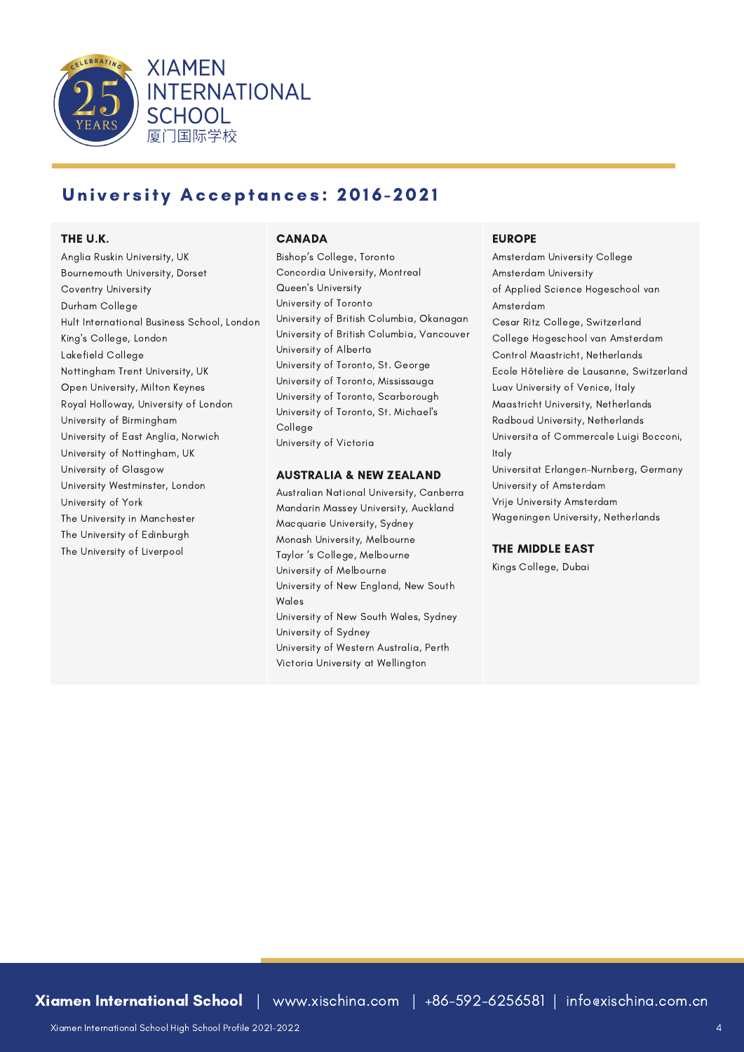## University Acceptances: 2016-2021

### THE U.K.

Anglia Ruskin University, UK
Bournemouth University, Dorset
Coventry University
Durham College
Hult International Business School, London
King's College, London
Lakefield College
Nottingham Trent University, UK
Open University, Milton Keynes
Royal Holloway, University of London
University of Birmingham
University of East Anglia, Norwich
University of Nottingham, UK
University of Glasgow
University Westminster, London
University of York
The University in Manchester
The University of Edinburgh
The University of Liverpool

### CANADA

Bishop's College, Toronto
Concordia University, Montreal
Queen's University
University of Toronto
University of British Columbia, Okanagan
University of British Columbia, Vancouver
University of Alberta
University of Toronto, St. George
University of Toronto, Mississauga
University of Toronto, Scarborough
University of Toronto, St. Michael's College
University of Victoria

### AUSTRALIA & NEW ZEALAND

Australian National University, Canberra
Mandarin Massey University, Auckland
Macquarie University, Sydney
Monash University, Melbourne
Taylor 's College, Melbourne
University of Melbourne
University of New England, New South Wales
University of New South Wales, Sydney
University of Sydney
University of Western Australia, Perth
Victoria University at Wellington

### EUROPE

Amsterdam University College
Amsterdam University of Applied Science Hogeschool van Amsterdam
Cesar Ritz College, Switzerland
College Hogeschool van Amsterdam
Control Maastricht, Netherlands
Ecole Hôtelière de Lausanne, Switzerland
Luav University of Venice, Italy
Maastricht University, Netherlands
Radboud University, Netherlands
Universita of Commercale Luigi Bocconi, Italy
Universitat Erlangen-Nurnberg, Germany
University of Amsterdam
Vrije University Amsterdam
Wageningen University, Netherlands

### THE MIDDLE EAST

Kings College, Dubai